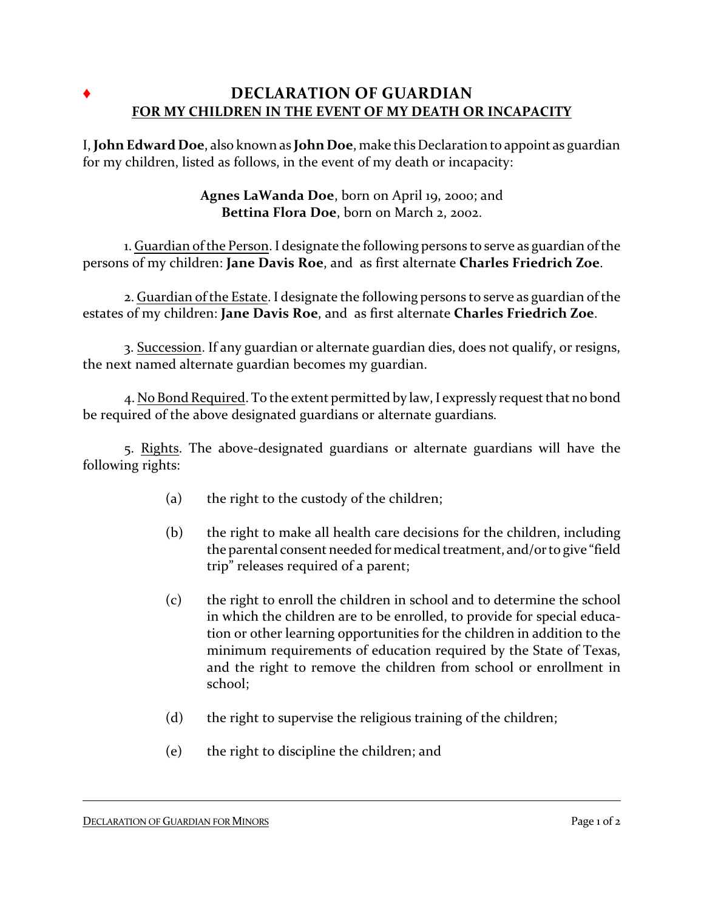# ♦ DECLARATION OF GUARDIAN

## FOR MY CHILDREN IN THE EVENT OF MY DEATH OR INCAPACITY

I, **John Edward Doe**, also known as **John Doe**, make this Declaration to appoint as guardian for my children, listed as follows, in the event of my death or incapacity:

**Agnes LaWanda Doe**, born on April 19, 2000; and
**Bettina Flora Doe**, born on March 2, 2002.

1. Guardian of the Person. I designate the following persons to serve as guardian of the persons of my children: **Jane Davis Roe**, and as first alternate **Charles Friedrich Zoe**.

2. Guardian of the Estate. I designate the following persons to serve as guardian of the estates of my children: **Jane Davis Roe**, and as first alternate **Charles Friedrich Zoe**.

3. Succession. If any guardian or alternate guardian dies, does not qualify, or resigns, the next named alternate guardian becomes my guardian.

4. No Bond Required. To the extent permitted by law, I expressly request that no bond be required of the above designated guardians or alternate guardians.

5. Rights. The above-designated guardians or alternate guardians will have the following rights:

(a) the right to the custody of the children;

(b) the right to make all health care decisions for the children, including the parental consent needed for medical treatment, and/or to give "field trip" releases required of a parent;

(c) the right to enroll the children in school and to determine the school in which the children are to be enrolled, to provide for special education or other learning opportunities for the children in addition to the minimum requirements of education required by the State of Texas, and the right to remove the children from school or enrollment in school;

(d) the right to supervise the religious training of the children;

(e) the right to discipline the children; and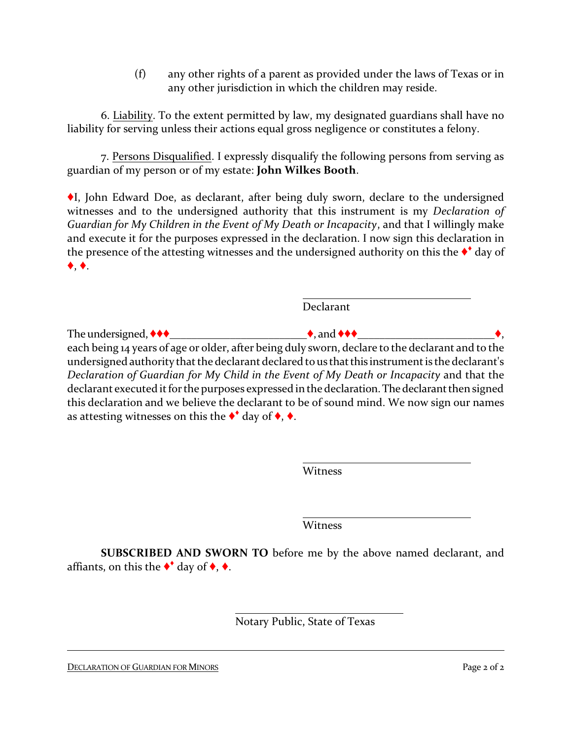(f) any other rights of a parent as provided under the laws of Texas or in any other jurisdiction in which the children may reside.

6. Liability. To the extent permitted by law, my designated guardians shall have no liability for serving unless their actions equal gross negligence or constitutes a felony.

7. Persons Disqualified. I expressly disqualify the following persons from serving as guardian of my person or of my estate: **John Wilkes Booth**.

♦I, John Edward Doe, as declarant, after being duly sworn, declare to the undersigned witnesses and to the undersigned authority that this instrument is my *Declaration of Guardian for My Children in the Event of My Death or Incapacity*, and that I willingly make and execute it for the purposes expressed in the declaration. I now sign this declaration in the presence of the attesting witnesses and the undersigned authority on this the ♦♦ day of ♦, ♦.

\_\_\_\_\_\_\_\_\_\_\_\_\_\_\_\_\_\_\_\_\_\_\_\_\_\_\_\_
Declarant

The undersigned, ♦♦♦\_\_\_\_\_\_\_\_\_\_\_\_\_\_\_\_\_\_\_\_\_\_\_\_♦, and ♦♦♦\_\_\_\_\_\_\_\_\_\_\_\_\_\_\_\_\_\_\_\_\_\_\_\_♦, each being 14 years of age or older, after being duly sworn, declare to the declarant and to the undersigned authority that the declarant declared to us that this instrument is the declarant's *Declaration of Guardian for My Child in the Event of My Death or Incapacity* and that the declarant executed it for the purposes expressed in the declaration. The declarant then signed this declaration and we believe the declarant to be of sound mind. We now sign our names as attesting witnesses on this the ♦♦ day of ♦, ♦.

\_\_\_\_\_\_\_\_\_\_\_\_\_\_\_\_\_\_\_\_\_\_\_\_\_\_\_\_
Witness

\_\_\_\_\_\_\_\_\_\_\_\_\_\_\_\_\_\_\_\_\_\_\_\_\_\_\_\_
Witness

**SUBSCRIBED AND SWORN TO** before me by the above named declarant, and affiants, on this the ♦♦ day of ♦, ♦.

\_\_\_\_\_\_\_\_\_\_\_\_\_\_\_\_\_\_\_\_\_\_\_\_\_\_\_\_
Notary Public, State of Texas